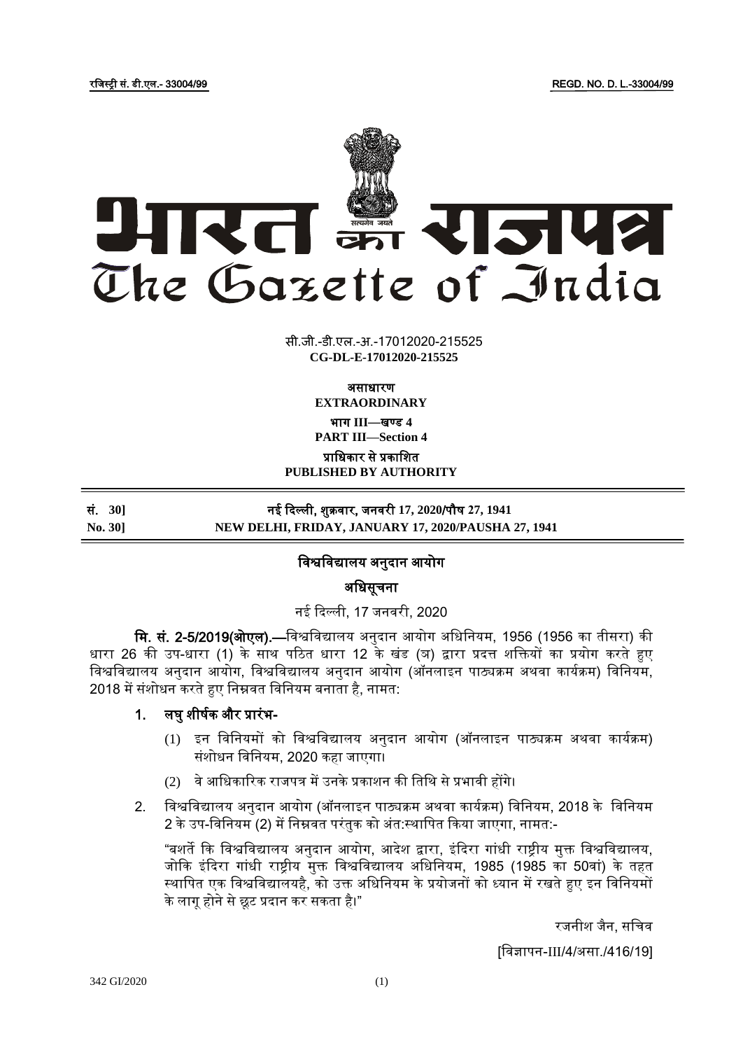रजिस्ट्री सं. डी.एल.- 33004/99 REGD. NO. D. L.-33004/99

# भारत का राजपत्र
# The Gazette of India

सी.जी.-डी.एल.-अ.-17012020-215525
**CG-DL-E-17012020-215525**

**असाधारण**
**EXTRAORDINARY**

**भाग III—खण्ड 4**
**PART III—Section 4**

**प्राधिकार से प्रकाशित**
**PUBLISHED BY AUTHORITY**

**सं. 30]** **नई दिल्ली, शुक्रवार, जनवरी 17, 2020/पौष 27, 1941**
**No. 30]** **NEW DELHI, FRIDAY, JANUARY 17, 2020/PAUSHA 27, 1941**

## विश्वविद्यालय अनुदान आयोग

### अधिसूचना

नई दिल्ली, 17 जनवरी, 2020

**मि. सं. 2-5/2019(ओएल).**—विश्वविद्यालय अनुदान आयोग अधिनियम, 1956 (1956 का तीसरा) की धारा 26 की उप-धारा (1) के साथ पठित धारा 12 के खंड (ज) द्वारा प्रदत्त शक्तियों का प्रयोग करते हुए विश्वविद्यालय अनुदान आयोग, विश्वविद्यालय अनुदान आयोग (ऑनलाइन पाठ्यक्रम अथवा कार्यक्रम) विनियम, 2018 में संशोधन करते हुए निम्नवत विनियम बनाता है, नामत:

1. **लघु शीर्षक और प्रारंभ-**

   (1) इन विनियमों को विश्वविद्यालय अनुदान आयोग (ऑनलाइन पाठ्यक्रम अथवा कार्यक्रम) संशोधन विनियम, 2020 कहा जाएगा।

   (2) वे आधिकारिक राजपत्र में उनके प्रकाशन की तिथि से प्रभावी होंगे।

2. विश्वविद्यालय अनुदान आयोग (ऑनलाइन पाठ्यक्रम अथवा कार्यक्रम) विनियम, 2018 के विनियम 2 के उप-विनियम (2) में निम्नवत परंतुक को अंत:स्थापित किया जाएगा, नामत:-

   "बशर्ते कि विश्वविद्यालय अनुदान आयोग, आदेश द्वारा, इंदिरा गांधी राष्ट्रीय मुक्त विश्वविद्यालय, जोकि इंदिरा गांधी राष्ट्रीय मुक्त विश्वविद्यालय अधिनियम, 1985 (1985 का 50वां) के तहत स्थापित एक विश्वविद्यालयहै, को उक्त अधिनियम के प्रयोजनों को ध्यान में रखते हुए इन विनियमों के लागू होने से छूट प्रदान कर सकता है।"

रजनीश जैन, सचिव

[विज्ञापन-III/4/असा./416/19]

342 GI/2020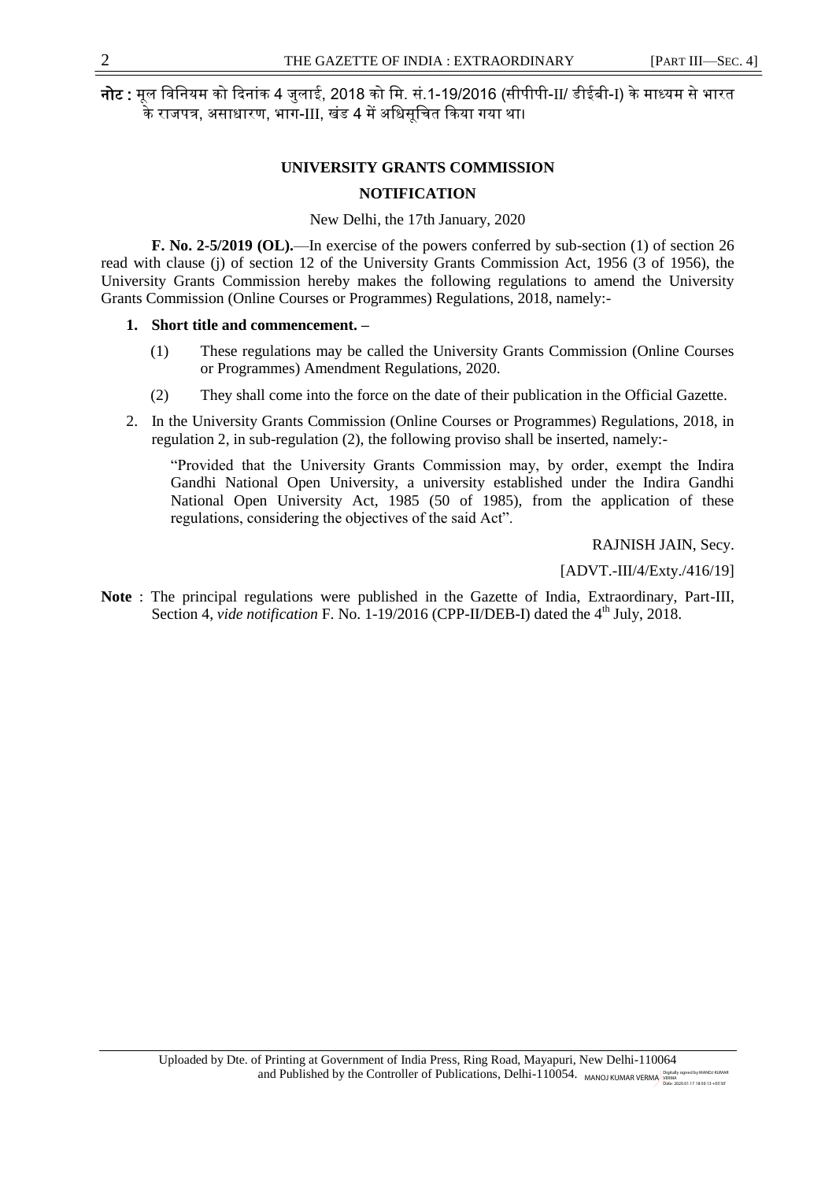**नोट :** मूल विनियम को दिनांक 4 जुलाई, 2018 को मि. सं.1-19/2016 (सीपीपी-II/ डीईबी-I) के माध्यम से भारत के राजपत्र, असाधारण, भाग-III, खंड 4 में अधिसूचित किया गया था।

## UNIVERSITY GRANTS COMMISSION

## NOTIFICATION

New Delhi, the 17th January, 2020

**F. No. 2-5/2019 (OL).**—In exercise of the powers conferred by sub-section (1) of section 26 read with clause (j) of section 12 of the University Grants Commission Act, 1956 (3 of 1956), the University Grants Commission hereby makes the following regulations to amend the University Grants Commission (Online Courses or Programmes) Regulations, 2018, namely:-

1. **Short title and commencement. –**

   (1) These regulations may be called the University Grants Commission (Online Courses or Programmes) Amendment Regulations, 2020.

   (2) They shall come into the force on the date of their publication in the Official Gazette.

2. In the University Grants Commission (Online Courses or Programmes) Regulations, 2018, in regulation 2, in sub-regulation (2), the following proviso shall be inserted, namely:-

   "Provided that the University Grants Commission may, by order, exempt the Indira Gandhi National Open University, a university established under the Indira Gandhi National Open University Act, 1985 (50 of 1985), from the application of these regulations, considering the objectives of the said Act".

RAJNISH JAIN, Secy.

[ADVT.-III/4/Exty./416/19]

**Note** : The principal regulations were published in the Gazette of India, Extraordinary, Part-III, Section 4, *vide notification* F. No. 1-19/2016 (CPP-II/DEB-I) dated the 4th July, 2018.

Uploaded by Dte. of Printing at Government of India Press, Ring Road, Mayapuri, New Delhi-110064 and Published by the Controller of Publications, Delhi-110054.